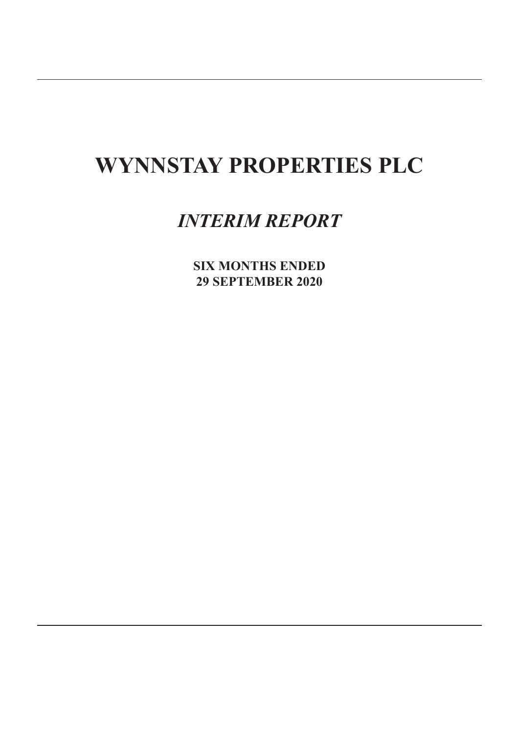# WYNNSTAY PROPERTIES PLC

## *INTERIM REPORT*

**SIX MONTHS ENDED**
**29 SEPTEMBER 2020**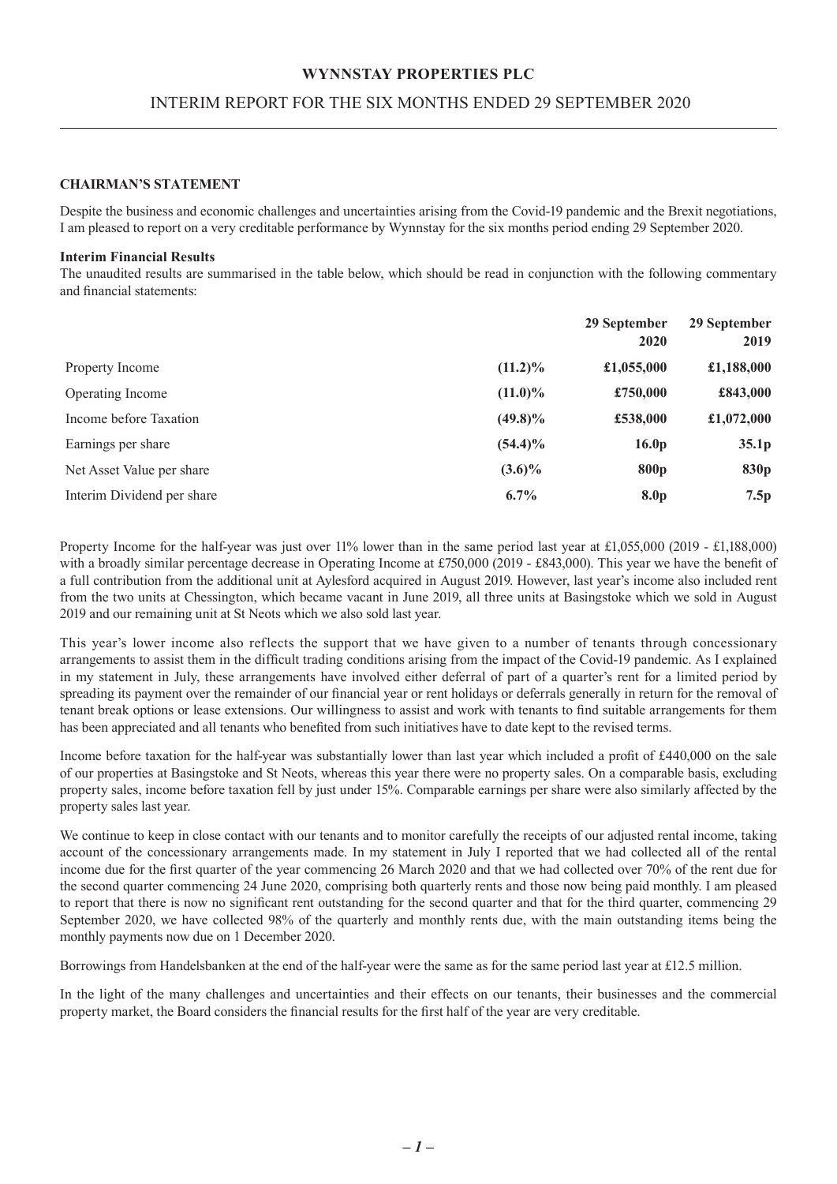# WYNNSTAY PROPERTIES PLC

## INTERIM REPORT FOR THE SIX MONTHS ENDED 29 SEPTEMBER 2020

### CHAIRMAN'S STATEMENT

Despite the business and economic challenges and uncertainties arising from the Covid-19 pandemic and the Brexit negotiations, I am pleased to report on a very creditable performance by Wynnstay for the six months period ending 29 September 2020.

**Interim Financial Results**

The unaudited results are summarised in the table below, which should be read in conjunction with the following commentary and financial statements:

| | | 29 September 2020 | 29 September 2019 |
|---|---|---|---|
| Property Income | **(11.2)%** | **£1,055,000** | **£1,188,000** |
| Operating Income | **(11.0)%** | **£750,000** | **£843,000** |
| Income before Taxation | **(49.8)%** | **£538,000** | **£1,072,000** |
| Earnings per share | **(54.4)%** | **16.0p** | **35.1p** |
| Net Asset Value per share | **(3.6)%** | **800p** | **830p** |
| Interim Dividend per share | **6.7%** | **8.0p** | **7.5p** |

Property Income for the half-year was just over 11% lower than in the same period last year at £1,055,000 (2019 - £1,188,000) with a broadly similar percentage decrease in Operating Income at £750,000 (2019 - £843,000). This year we have the benefit of a full contribution from the additional unit at Aylesford acquired in August 2019. However, last year's income also included rent from the two units at Chessington, which became vacant in June 2019, all three units at Basingstoke which we sold in August 2019 and our remaining unit at St Neots which we also sold last year.

This year's lower income also reflects the support that we have given to a number of tenants through concessionary arrangements to assist them in the difficult trading conditions arising from the impact of the Covid-19 pandemic. As I explained in my statement in July, these arrangements have involved either deferral of part of a quarter's rent for a limited period by spreading its payment over the remainder of our financial year or rent holidays or deferrals generally in return for the removal of tenant break options or lease extensions. Our willingness to assist and work with tenants to find suitable arrangements for them has been appreciated and all tenants who benefited from such initiatives have to date kept to the revised terms.

Income before taxation for the half-year was substantially lower than last year which included a profit of £440,000 on the sale of our properties at Basingstoke and St Neots, whereas this year there were no property sales. On a comparable basis, excluding property sales, income before taxation fell by just under 15%. Comparable earnings per share were also similarly affected by the property sales last year.

We continue to keep in close contact with our tenants and to monitor carefully the receipts of our adjusted rental income, taking account of the concessionary arrangements made. In my statement in July I reported that we had collected all of the rental income due for the first quarter of the year commencing 26 March 2020 and that we had collected over 70% of the rent due for the second quarter commencing 24 June 2020, comprising both quarterly rents and those now being paid monthly. I am pleased to report that there is now no significant rent outstanding for the second quarter and that for the third quarter, commencing 29 September 2020, we have collected 98% of the quarterly and monthly rents due, with the main outstanding items being the monthly payments now due on 1 December 2020.

Borrowings from Handelsbanken at the end of the half-year were the same as for the same period last year at £12.5 million.

In the light of the many challenges and uncertainties and their effects on our tenants, their businesses and the commercial property market, the Board considers the financial results for the first half of the year are very creditable.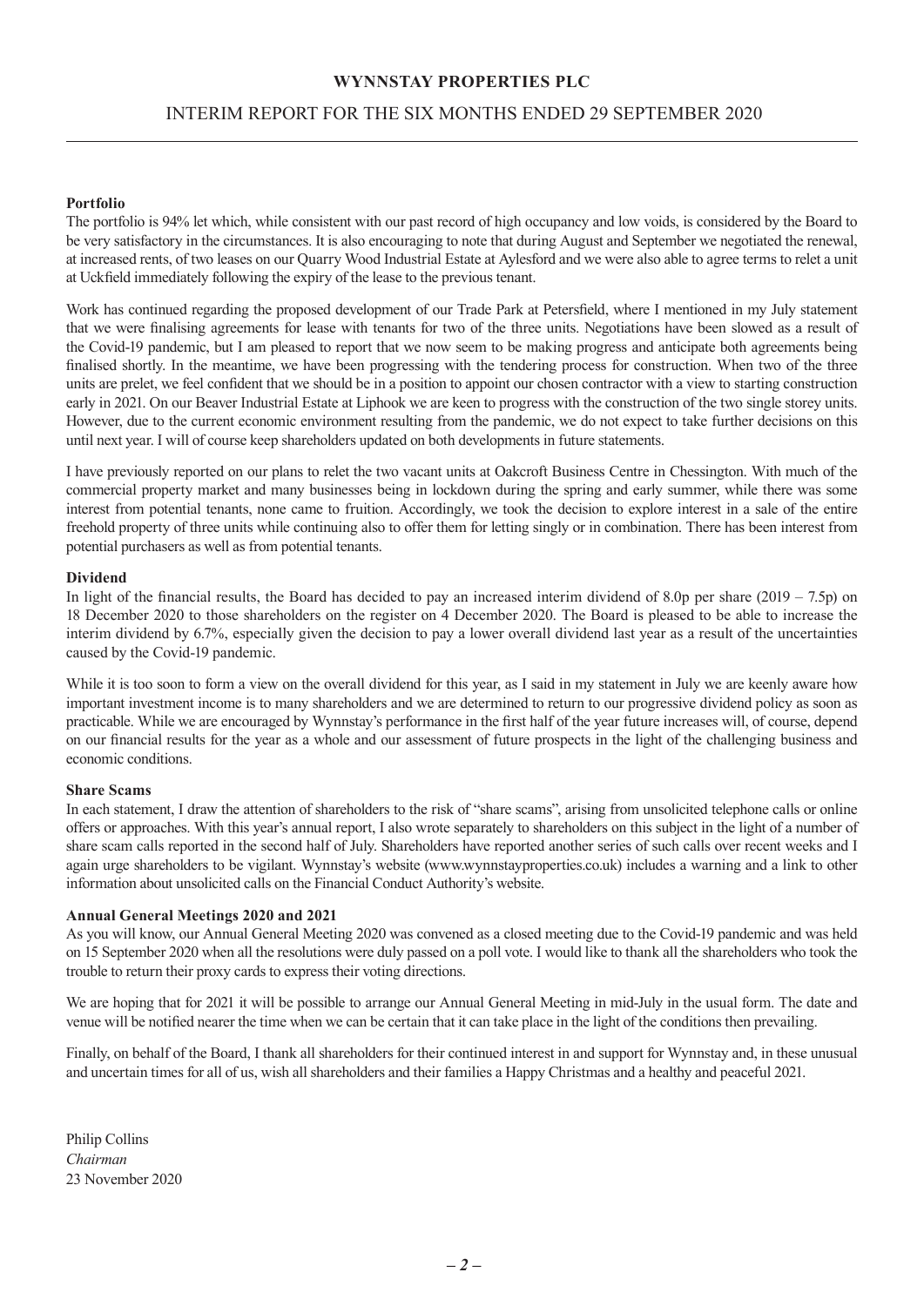**WYNNSTAY PROPERTIES PLC**

INTERIM REPORT FOR THE SIX MONTHS ENDED 29 SEPTEMBER 2020

**Portfolio**

The portfolio is 94% let which, while consistent with our past record of high occupancy and low voids, is considered by the Board to be very satisfactory in the circumstances. It is also encouraging to note that during August and September we negotiated the renewal, at increased rents, of two leases on our Quarry Wood Industrial Estate at Aylesford and we were also able to agree terms to relet a unit at Uckfield immediately following the expiry of the lease to the previous tenant.

Work has continued regarding the proposed development of our Trade Park at Petersfield, where I mentioned in my July statement that we were finalising agreements for lease with tenants for two of the three units. Negotiations have been slowed as a result of the Covid-19 pandemic, but I am pleased to report that we now seem to be making progress and anticipate both agreements being finalised shortly. In the meantime, we have been progressing with the tendering process for construction. When two of the three units are prelet, we feel confident that we should be in a position to appoint our chosen contractor with a view to starting construction early in 2021. On our Beaver Industrial Estate at Liphook we are keen to progress with the construction of the two single storey units. However, due to the current economic environment resulting from the pandemic, we do not expect to take further decisions on this until next year. I will of course keep shareholders updated on both developments in future statements.

I have previously reported on our plans to relet the two vacant units at Oakcroft Business Centre in Chessington. With much of the commercial property market and many businesses being in lockdown during the spring and early summer, while there was some interest from potential tenants, none came to fruition. Accordingly, we took the decision to explore interest in a sale of the entire freehold property of three units while continuing also to offer them for letting singly or in combination. There has been interest from potential purchasers as well as from potential tenants.

**Dividend**

In light of the financial results, the Board has decided to pay an increased interim dividend of 8.0p per share (2019 – 7.5p) on 18 December 2020 to those shareholders on the register on 4 December 2020. The Board is pleased to be able to increase the interim dividend by 6.7%, especially given the decision to pay a lower overall dividend last year as a result of the uncertainties caused by the Covid-19 pandemic.

While it is too soon to form a view on the overall dividend for this year, as I said in my statement in July we are keenly aware how important investment income is to many shareholders and we are determined to return to our progressive dividend policy as soon as practicable. While we are encouraged by Wynnstay's performance in the first half of the year future increases will, of course, depend on our financial results for the year as a whole and our assessment of future prospects in the light of the challenging business and economic conditions.

**Share Scams**

In each statement, I draw the attention of shareholders to the risk of "share scams", arising from unsolicited telephone calls or online offers or approaches. With this year's annual report, I also wrote separately to shareholders on this subject in the light of a number of share scam calls reported in the second half of July. Shareholders have reported another series of such calls over recent weeks and I again urge shareholders to be vigilant. Wynnstay's website (www.wynnstayproperties.co.uk) includes a warning and a link to other information about unsolicited calls on the Financial Conduct Authority's website.

**Annual General Meetings 2020 and 2021**

As you will know, our Annual General Meeting 2020 was convened as a closed meeting due to the Covid-19 pandemic and was held on 15 September 2020 when all the resolutions were duly passed on a poll vote. I would like to thank all the shareholders who took the trouble to return their proxy cards to express their voting directions.

We are hoping that for 2021 it will be possible to arrange our Annual General Meeting in mid-July in the usual form. The date and venue will be notified nearer the time when we can be certain that it can take place in the light of the conditions then prevailing.

Finally, on behalf of the Board, I thank all shareholders for their continued interest in and support for Wynnstay and, in these unusual and uncertain times for all of us, wish all shareholders and their families a Happy Christmas and a healthy and peaceful 2021.

Philip Collins
*Chairman*
23 November 2020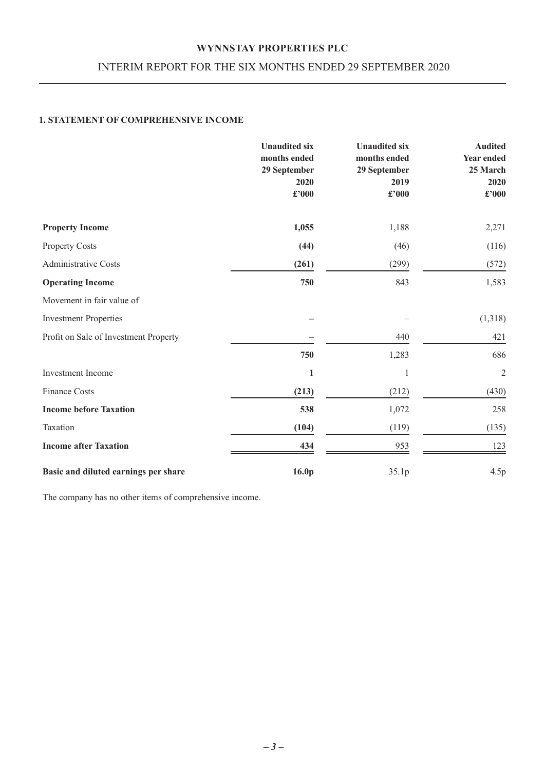# WYNNSTAY PROPERTIES PLC

## INTERIM REPORT FOR THE SIX MONTHS ENDED 29 SEPTEMBER 2020

### 1. STATEMENT OF COMPREHENSIVE INCOME

| | **Unaudited six months ended 29 September 2020 £'000** | **Unaudited six months ended 29 September 2019 £'000** | **Audited Year ended 25 March 2020 £'000** |
|---|---|---|---|
| **Property Income** | **1,055** | 1,188 | 2,271 |
| Property Costs | **(44)** | (46) | (116) |
| Administrative Costs | **(261)** | (299) | (572) |
| **Operating Income** | **750** | 843 | 1,583 |
| Movement in fair value of | | | |
| Investment Properties | **–** | – | (1,318) |
| Profit on Sale of Investment Property | **–** | 440 | 421 |
| | **750** | 1,283 | 686 |
| Investment Income | **1** | 1 | 2 |
| Finance Costs | **(213)** | (212) | (430) |
| **Income before Taxation** | **538** | 1,072 | 258 |
| Taxation | **(104)** | (119) | (135) |
| **Income after Taxation** | **434** | 953 | 123 |
| **Basic and diluted earnings per share** | **16.0p** | 35.1p | 4.5p |

The company has no other items of comprehensive income.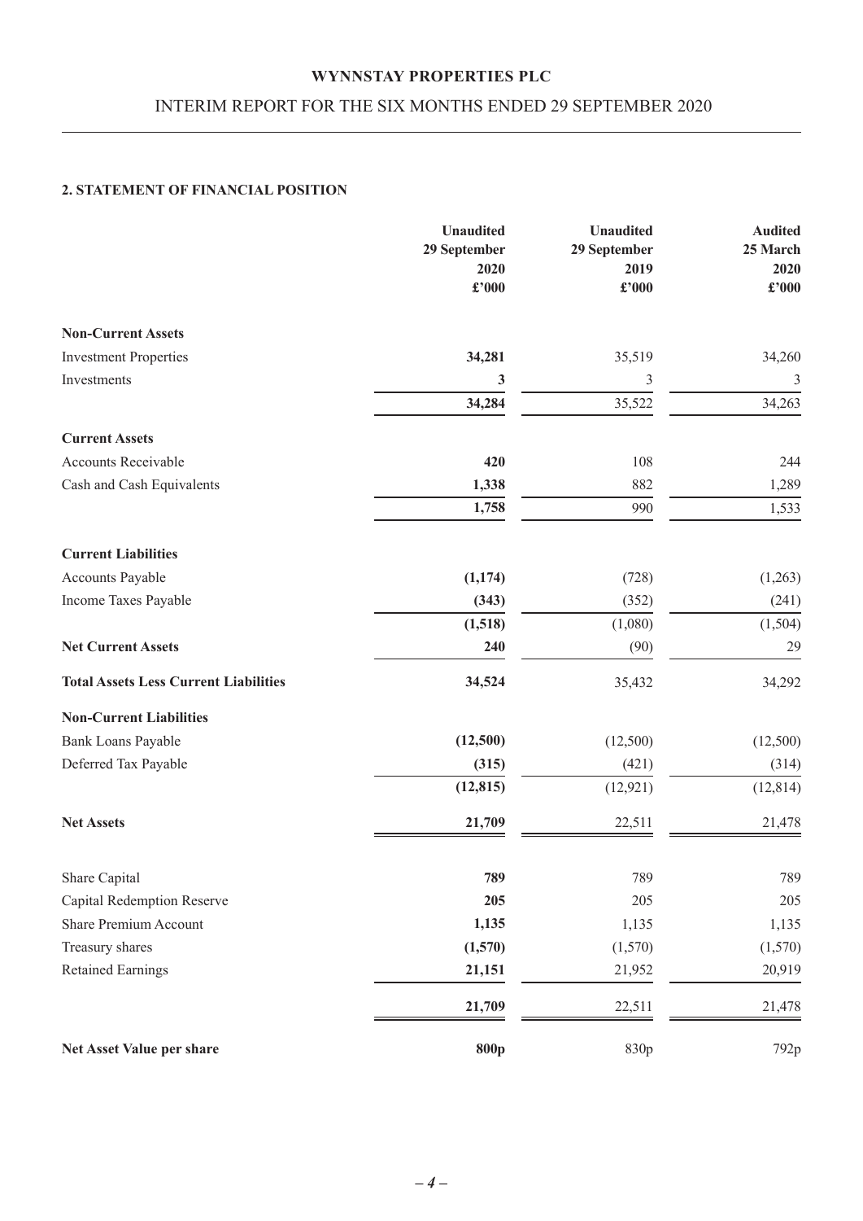# WYNNSTAY PROPERTIES PLC

## INTERIM REPORT FOR THE SIX MONTHS ENDED 29 SEPTEMBER 2020

### 2. STATEMENT OF FINANCIAL POSITION

| | **Unaudited 29 September 2020 £'000** | **Unaudited 29 September 2019 £'000** | **Audited 25 March 2020 £'000** |
|---|---|---|---|
| **Non-Current Assets** | | | |
| Investment Properties | **34,281** | 35,519 | 34,260 |
| Investments | **3** | 3 | 3 |
| | **34,284** | 35,522 | 34,263 |
| **Current Assets** | | | |
| Accounts Receivable | **420** | 108 | 244 |
| Cash and Cash Equivalents | **1,338** | 882 | 1,289 |
| | **1,758** | 990 | 1,533 |
| **Current Liabilities** | | | |
| Accounts Payable | **(1,174)** | (728) | (1,263) |
| Income Taxes Payable | **(343)** | (352) | (241) |
| | **(1,518)** | (1,080) | (1,504) |
| **Net Current Assets** | **240** | (90) | 29 |
| **Total Assets Less Current Liabilities** | **34,524** | 35,432 | 34,292 |
| **Non-Current Liabilities** | | | |
| Bank Loans Payable | **(12,500)** | (12,500) | (12,500) |
| Deferred Tax Payable | **(315)** | (421) | (314) |
| | **(12,815)** | (12,921) | (12,814) |
| **Net Assets** | **21,709** | 22,511 | 21,478 |
| | | | |
| Share Capital | **789** | 789 | 789 |
| Capital Redemption Reserve | **205** | 205 | 205 |
| Share Premium Account | **1,135** | 1,135 | 1,135 |
| Treasury shares | **(1,570)** | (1,570) | (1,570) |
| Retained Earnings | **21,151** | 21,952 | 20,919 |
| | **21,709** | 22,511 | 21,478 |
| **Net Asset Value per share** | **800p** | 830p | 792p |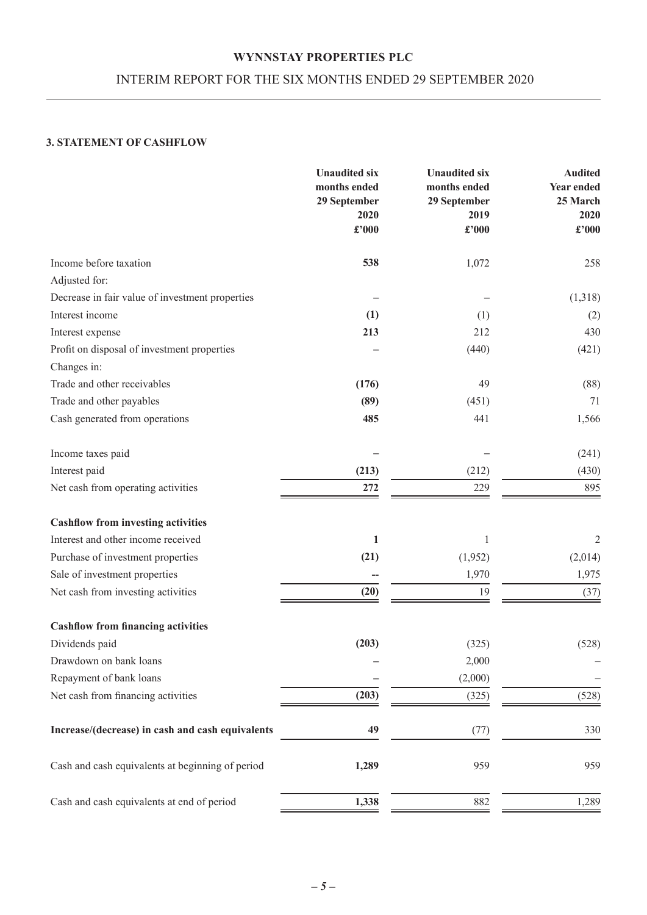### 3. STATEMENT OF CASHFLOW

| | Unaudited six months ended 29 September 2020 £'000 | Unaudited six months ended 29 September 2019 £'000 | Audited Year ended 25 March 2020 £'000 |
|---|---|---|---|
| Income before taxation | **538** | 1,072 | 258 |
| Adjusted for: | | | |
| Decrease in fair value of investment properties | – | – | (1,318) |
| Interest income | **(1)** | (1) | (2) |
| Interest expense | **213** | 212 | 430 |
| Profit on disposal of investment properties | – | (440) | (421) |
| Changes in: | | | |
| Trade and other receivables | **(176)** | 49 | (88) |
| Trade and other payables | **(89)** | (451) | 71 |
| Cash generated from operations | **485** | 441 | 1,566 |
| Income taxes paid | – | – | (241) |
| Interest paid | **(213)** | (212) | (430) |
| Net cash from operating activities | **272** | 229 | 895 |
| **Cashflow from investing activities** | | | |
| Interest and other income received | **1** | 1 | 2 |
| Purchase of investment properties | **(21)** | (1,952) | (2,014) |
| Sale of investment properties | **--** | 1,970 | 1,975 |
| Net cash from investing activities | **(20)** | 19 | (37) |
| **Cashflow from financing activities** | | | |
| Dividends paid | **(203)** | (325) | (528) |
| Drawdown on bank loans | – | 2,000 | – |
| Repayment of bank loans | – | (2,000) | – |
| Net cash from financing activities | **(203)** | (325) | (528) |
| **Increase/(decrease) in cash and cash equivalents** | **49** | (77) | 330 |
| Cash and cash equivalents at beginning of period | **1,289** | 959 | 959 |
| Cash and cash equivalents at end of period | **1,338** | 882 | 1,289 |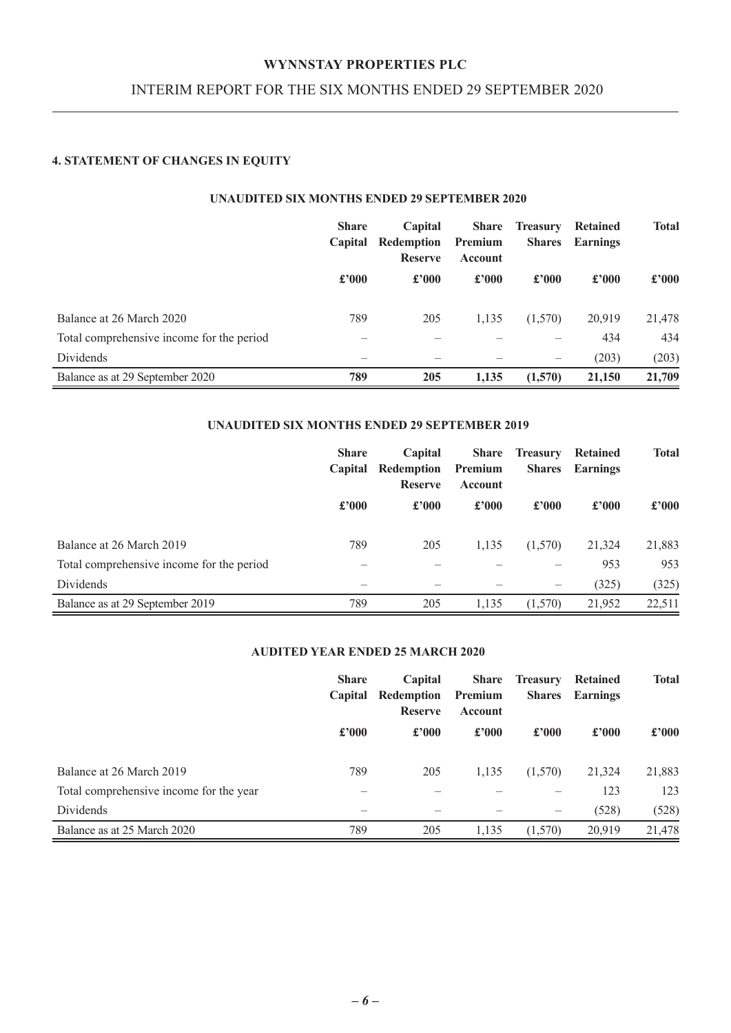## 4. STATEMENT OF CHANGES IN EQUITY

### UNAUDITED SIX MONTHS ENDED 29 SEPTEMBER 2020

| | Share Capital | Capital Redemption Reserve | Share Premium Account | Treasury Shares | Retained Earnings | Total |
|---|---|---|---|---|---|---|
| | £'000 | £'000 | £'000 | £'000 | £'000 | £'000 |
| Balance at 26 March 2020 | 789 | 205 | 1,135 | (1,570) | 20,919 | 21,478 |
| Total comprehensive income for the period | – | – | – | – | 434 | 434 |
| Dividends | – | – | – | – | (203) | (203) |
| **Balance as at 29 September 2020** | **789** | **205** | **1,135** | **(1,570)** | **21,150** | **21,709** |

### UNAUDITED SIX MONTHS ENDED 29 SEPTEMBER 2019

| | Share Capital | Capital Redemption Reserve | Share Premium Account | Treasury Shares | Retained Earnings | Total |
|---|---|---|---|---|---|---|
| | £'000 | £'000 | £'000 | £'000 | £'000 | £'000 |
| Balance at 26 March 2019 | 789 | 205 | 1,135 | (1,570) | 21,324 | 21,883 |
| Total comprehensive income for the period | – | – | – | – | 953 | 953 |
| Dividends | – | – | – | – | (325) | (325) |
| Balance as at 29 September 2019 | 789 | 205 | 1,135 | (1,570) | 21,952 | 22,511 |

### AUDITED YEAR ENDED 25 MARCH 2020

| | Share Capital | Capital Redemption Reserve | Share Premium Account | Treasury Shares | Retained Earnings | Total |
|---|---|---|---|---|---|---|
| | £'000 | £'000 | £'000 | £'000 | £'000 | £'000 |
| Balance at 26 March 2019 | 789 | 205 | 1,135 | (1,570) | 21,324 | 21,883 |
| Total comprehensive income for the year | – | – | – | – | 123 | 123 |
| Dividends | – | – | – | – | (528) | (528) |
| Balance as at 25 March 2020 | 789 | 205 | 1,135 | (1,570) | 20,919 | 21,478 |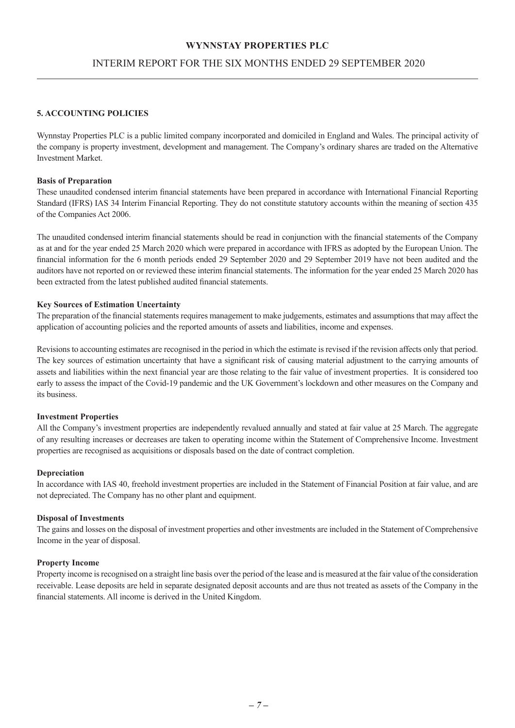## 5. ACCOUNTING POLICIES

Wynnstay Properties PLC is a public limited company incorporated and domiciled in England and Wales. The principal activity of the company is property investment, development and management. The Company's ordinary shares are traded on the Alternative Investment Market.

### Basis of Preparation

These unaudited condensed interim financial statements have been prepared in accordance with International Financial Reporting Standard (IFRS) IAS 34 Interim Financial Reporting. They do not constitute statutory accounts within the meaning of section 435 of the Companies Act 2006.

The unaudited condensed interim financial statements should be read in conjunction with the financial statements of the Company as at and for the year ended 25 March 2020 which were prepared in accordance with IFRS as adopted by the European Union. The financial information for the 6 month periods ended 29 September 2020 and 29 September 2019 have not been audited and the auditors have not reported on or reviewed these interim financial statements. The information for the year ended 25 March 2020 has been extracted from the latest published audited financial statements.

### Key Sources of Estimation Uncertainty

The preparation of the financial statements requires management to make judgements, estimates and assumptions that may affect the application of accounting policies and the reported amounts of assets and liabilities, income and expenses.

Revisions to accounting estimates are recognised in the period in which the estimate is revised if the revision affects only that period. The key sources of estimation uncertainty that have a significant risk of causing material adjustment to the carrying amounts of assets and liabilities within the next financial year are those relating to the fair value of investment properties. It is considered too early to assess the impact of the Covid-19 pandemic and the UK Government's lockdown and other measures on the Company and its business.

### Investment Properties

All the Company's investment properties are independently revalued annually and stated at fair value at 25 March. The aggregate of any resulting increases or decreases are taken to operating income within the Statement of Comprehensive Income. Investment properties are recognised as acquisitions or disposals based on the date of contract completion.

### Depreciation

In accordance with IAS 40, freehold investment properties are included in the Statement of Financial Position at fair value, and are not depreciated. The Company has no other plant and equipment.

### Disposal of Investments

The gains and losses on the disposal of investment properties and other investments are included in the Statement of Comprehensive Income in the year of disposal.

### Property Income

Property income is recognised on a straight line basis over the period of the lease and is measured at the fair value of the consideration receivable. Lease deposits are held in separate designated deposit accounts and are thus not treated as assets of the Company in the financial statements. All income is derived in the United Kingdom.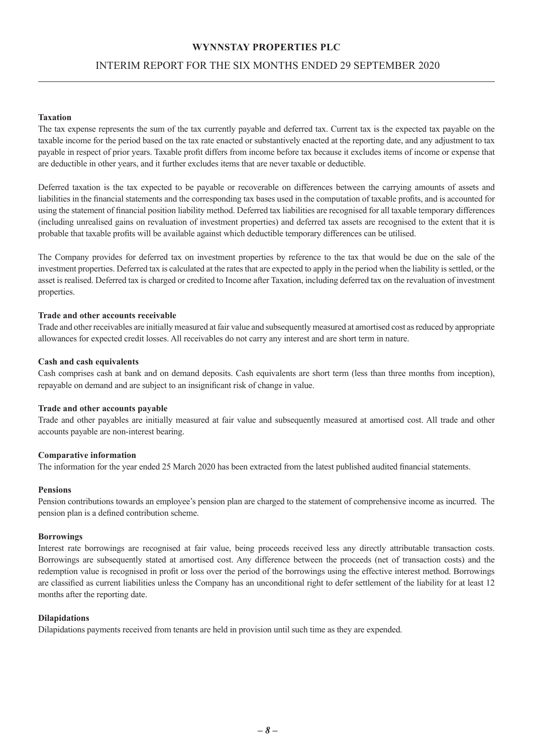**Taxation**

The tax expense represents the sum of the tax currently payable and deferred tax. Current tax is the expected tax payable on the taxable income for the period based on the tax rate enacted or substantively enacted at the reporting date, and any adjustment to tax payable in respect of prior years. Taxable profit differs from income before tax because it excludes items of income or expense that are deductible in other years, and it further excludes items that are never taxable or deductible.

Deferred taxation is the tax expected to be payable or recoverable on differences between the carrying amounts of assets and liabilities in the financial statements and the corresponding tax bases used in the computation of taxable profits, and is accounted for using the statement of financial position liability method. Deferred tax liabilities are recognised for all taxable temporary differences (including unrealised gains on revaluation of investment properties) and deferred tax assets are recognised to the extent that it is probable that taxable profits will be available against which deductible temporary differences can be utilised.

The Company provides for deferred tax on investment properties by reference to the tax that would be due on the sale of the investment properties. Deferred tax is calculated at the rates that are expected to apply in the period when the liability is settled, or the asset is realised. Deferred tax is charged or credited to Income after Taxation, including deferred tax on the revaluation of investment properties.

**Trade and other accounts receivable**

Trade and other receivables are initially measured at fair value and subsequently measured at amortised cost as reduced by appropriate allowances for expected credit losses. All receivables do not carry any interest and are short term in nature.

**Cash and cash equivalents**

Cash comprises cash at bank and on demand deposits. Cash equivalents are short term (less than three months from inception), repayable on demand and are subject to an insignificant risk of change in value.

**Trade and other accounts payable**

Trade and other payables are initially measured at fair value and subsequently measured at amortised cost. All trade and other accounts payable are non-interest bearing.

**Comparative information**

The information for the year ended 25 March 2020 has been extracted from the latest published audited financial statements.

**Pensions**

Pension contributions towards an employee's pension plan are charged to the statement of comprehensive income as incurred. The pension plan is a defined contribution scheme.

**Borrowings**

Interest rate borrowings are recognised at fair value, being proceeds received less any directly attributable transaction costs. Borrowings are subsequently stated at amortised cost. Any difference between the proceeds (net of transaction costs) and the redemption value is recognised in profit or loss over the period of the borrowings using the effective interest method. Borrowings are classified as current liabilities unless the Company has an unconditional right to defer settlement of the liability for at least 12 months after the reporting date.

**Dilapidations**

Dilapidations payments received from tenants are held in provision until such time as they are expended.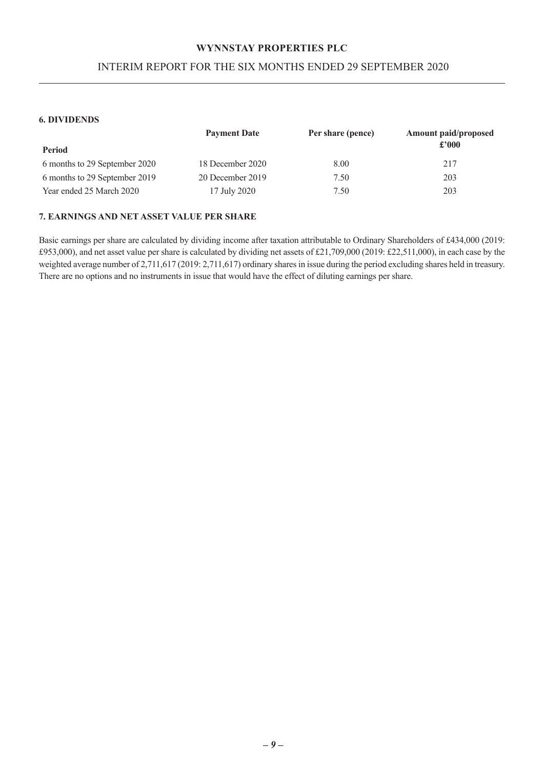### 6. DIVIDENDS

| Period | Payment Date | Per share (pence) | Amount paid/proposed £'000 |
|---|---|---|---|
| 6 months to 29 September 2020 | 18 December 2020 | 8.00 | 217 |
| 6 months to 29 September 2019 | 20 December 2019 | 7.50 | 203 |
| Year ended 25 March 2020 | 17 July 2020 | 7.50 | 203 |

### 7. EARNINGS AND NET ASSET VALUE PER SHARE

Basic earnings per share are calculated by dividing income after taxation attributable to Ordinary Shareholders of £434,000 (2019: £953,000), and net asset value per share is calculated by dividing net assets of £21,709,000 (2019: £22,511,000), in each case by the weighted average number of 2,711,617 (2019: 2,711,617) ordinary shares in issue during the period excluding shares held in treasury. There are no options and no instruments in issue that would have the effect of diluting earnings per share.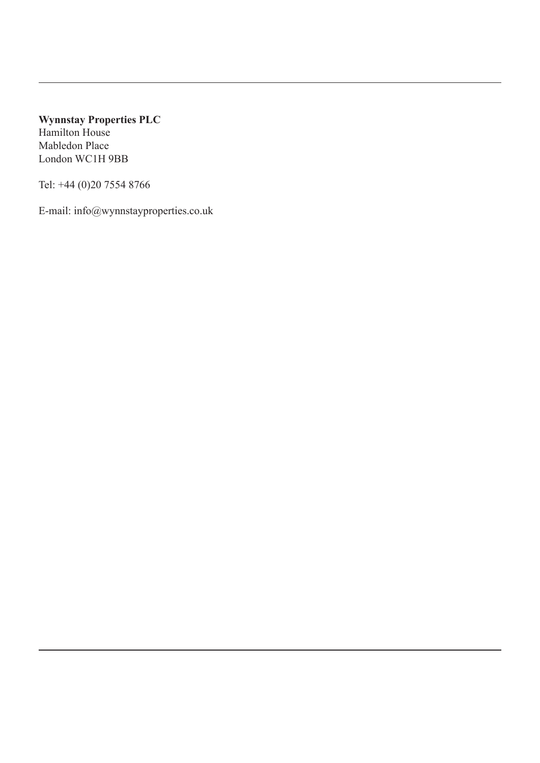**Wynnstay Properties PLC**
Hamilton House
Mabledon Place
London WC1H 9BB

Tel: +44 (0)20 7554 8766

E-mail: info@wynnstayproperties.co.uk